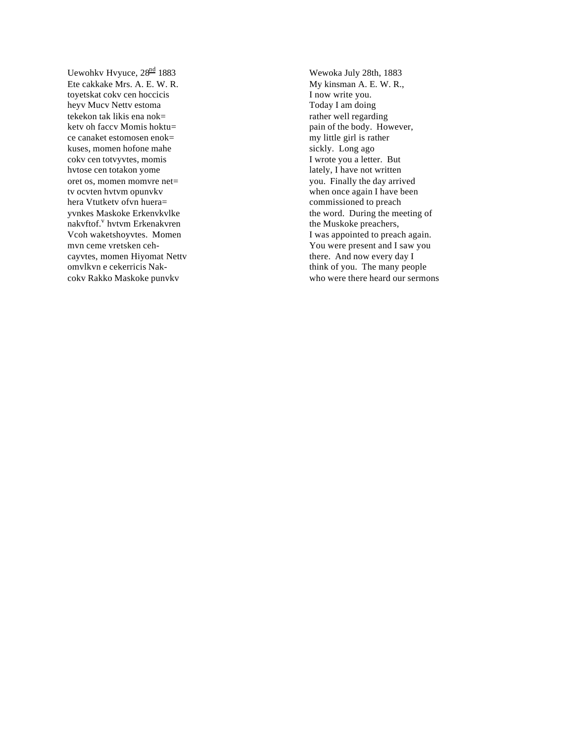Uewohkv Hvyuce, 28[nd] 1883
Ete cakkake Mrs. A. E. W. R.
toyetskat cokv cen hoccicis
heyv Mucv Nettv estoma
tekekon tak likis ena nok=
ketv oh faccv Momis hoktu=
ce canaket estomosen enok=
kuses, momen hofone mahe
cokv cen totvyvtes, momis
hvtose cen totakon yome
oret os, momen momvre net=
tv ocvten hvtvm opunvkv
hera Vtutketv ofvn huera=
yvnkes Maskoke Erkenvkvlke
nakvftof.[v] hvtvm Erkenakvren
Vcoh waketshoyvtes. Momen
mvn ceme vretsken ceh-
cayvtes, momen Hiyomat Nettv
omvlkvn e cekerricis Nak-
cokv Rakko Maskoke punvkv

Wewoka July 28th, 1883
My kinsman A. E. W. R.,
I now write you.
Today I am doing
rather well regarding
pain of the body. However,
my little girl is rather
sickly. Long ago
I wrote you a letter. But
lately, I have not written
you. Finally the day arrived
when once again I have been
commissioned to preach
the word. During the meeting of
the Muskoke preachers,
I was appointed to preach again.
You were present and I saw you
there. And now every day I
think of you. The many people
who were there heard our sermons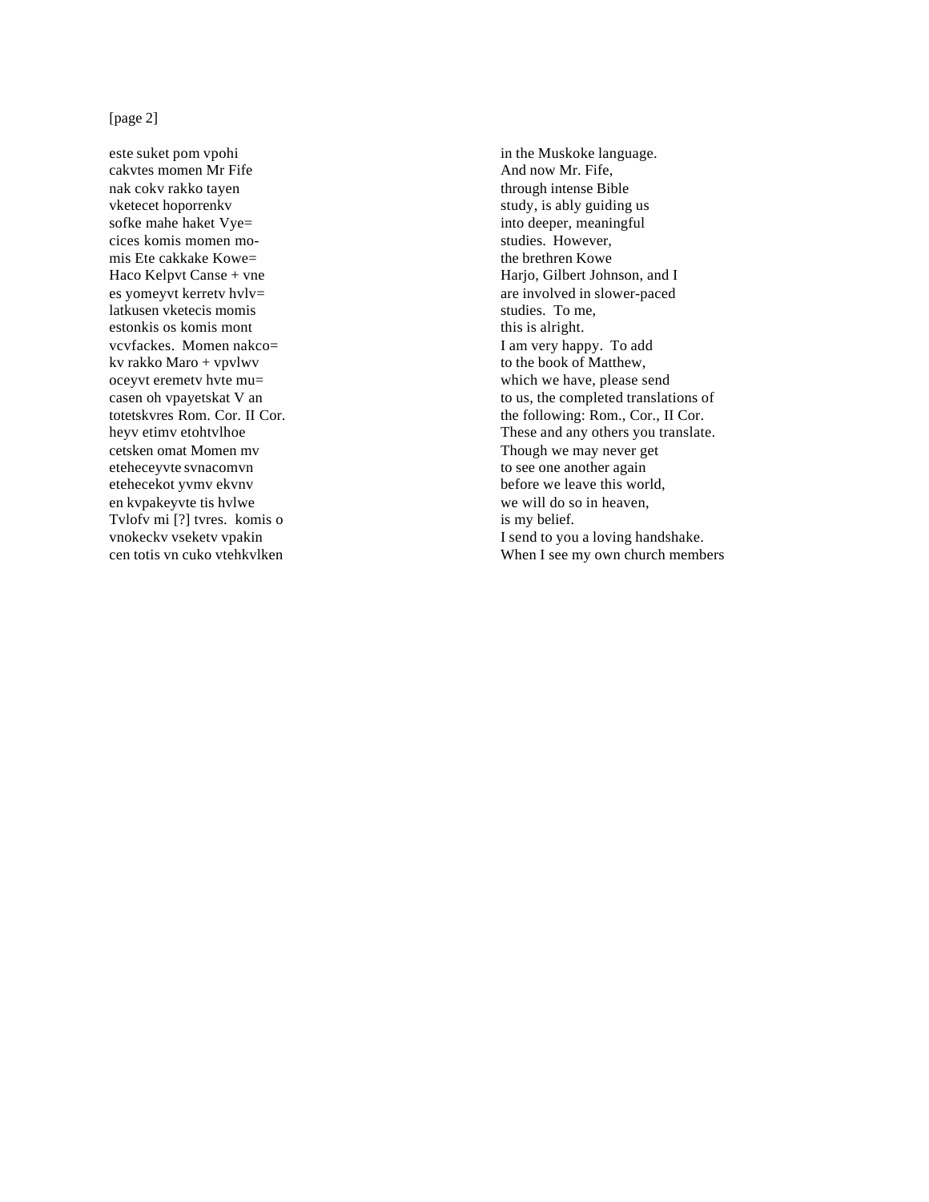este suket pom vpohi
cakvtes momen Mr Fife
nak cokv rakko tayen
vketecet hoporrenkv
sofke mahe haket Vye=
cices komis momen mo-
mis Ete cakkake Kowe=
Haco Kelpvt Canse + vne
es yomeyvt kerretv hvlv=
latkusen vketecis momis
estonkis os komis mont
vcvfackes. Momen nakco=
kv rakko Maro + vpvlwv
oceyvt eremetv hvte mu=
casen oh vpayetskat V an
totetskvres Rom. Cor. II Cor.
heyv etimv etohtvlhoe
cetsken omat Momen mv
eteheceyvte svnacomvn
etehecekot yvmv ekvnv
en kvpakeyvte tis hvlwe
Tvlofv mi [?] tvres. komis o
vnokeckv vseketv vpakin
cen totis vn cuko vtehkvlken

in the Muskoke language.
And now Mr. Fife,
through intense Bible
study, is ably guiding us
into deeper, meaningful
studies. However,
the brethren Kowe
Harjo, Gilbert Johnson, and I
are involved in slower-paced
studies. To me,
this is alright.
I am very happy. To add
to the book of Matthew,
which we have, please send
to us, the completed translations of
the following: Rom., Cor., II Cor.
These and any others you translate.
Though we may never get
to see one another again
before we leave this world,
we will do so in heaven,
is my belief.
I send to you a loving handshake.
When I see my own church members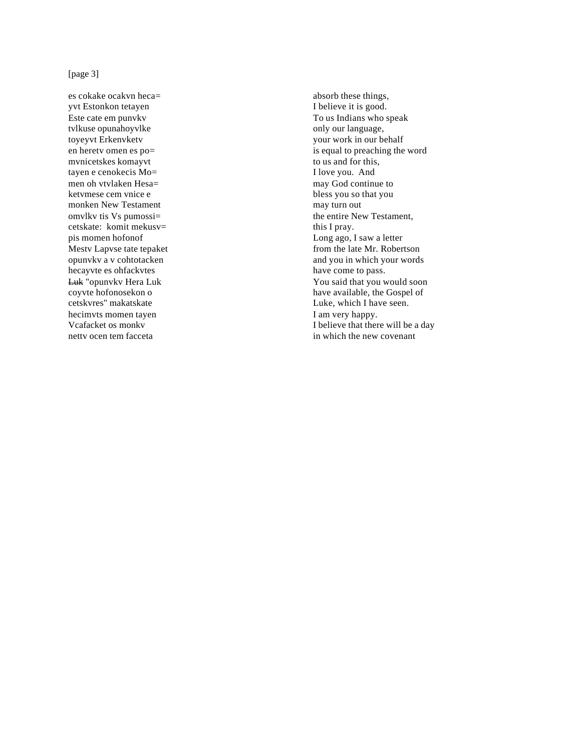[page 3]

es cokake ocakvn heca=
yvt Estonkon tetayen
Este cate em punvkv
tvlkuse opunahoyvlke
toyeyvt Erkenvketv
en heretv omen es po=
mvnicetskes komayvt
tayen e cenokecis Mo=
men oh vtvlaken Hesa=
ketvmese cem vnice e
monken New Testament
omvlkv tis Vs pumossi=
cetskate:  komit mekusv=
pis momen hofonof
Mestv Lapvse tate tepaket
opunvkv a v cohtotacken
hecayvte es ohfackvtes
~~Luk~~ "opunvkv Hera Luk
coyvte hofonosekon o
cetskvres" makatskate
hecimvts momen tayen
Vcafacket os monkv
nettv ocen tem facceta

absorb these things,
I believe it is good.
To us Indians who speak
only our language,
your work in our behalf
is equal to preaching the word
to us and for this,
I love you.  And
may God continue to
bless you so that you
may turn out
the entire New Testament,
this I pray.
Long ago, I saw a letter
from the late Mr. Robertson
and you in which your words
have come to pass.
You said that you would soon
have available, the Gospel of
Luke, which I have seen.
I am very happy.
I believe that there will be a day
in which the new covenant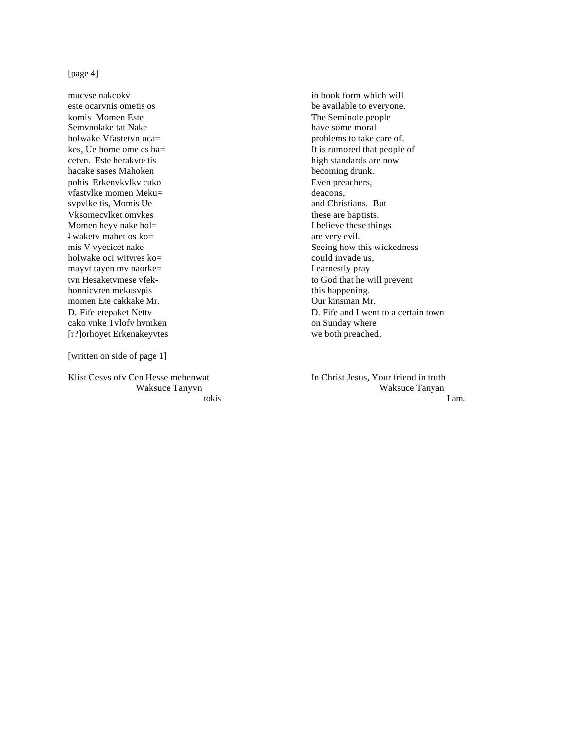[page 4]

mucvse nakcokv
este ocarvnis ometis os
komis  Momen Este
Semvnolake tat Nake
holwake Vfastetvn oca=
kes, Ue home ome es ha=
cetvn.  Este herakvte tis
hacake sases Mahoken
pohis  Erkenvkvlkv cuko
vfastvlke momen Meku=
svpvlke tis, Momis Ue
Vksomecvlket omvkes
Momen heyv nake hol=
ł waketv mahet os ko=
mis V vyecicet nake
holwake oci witvres ko=
mayvt tayen mv naorke=
tvn Hesaketvmese vfek-
honnicvren mekusvpis
momen Ete cakkake Mr.
D. Fife etepaket Nettv
cako vnke Tvlofv hvmken
[r?]orhoyet Erkenakeyvtes

in book form which will
be available to everyone.
The Seminole people
have some moral
problems to take care of.
It is rumored that people of
high standards are now
becoming drunk.
Even preachers,
deacons,
and Christians.  But
these are baptists.
I believe these things
are very evil.
Seeing how this wickedness
could invade us,
I earnestly pray
to God that he will prevent
this happening.
Our kinsman Mr.
D. Fife and I went to a certain town
on Sunday where
we both preached.

[written on side of page 1]

Klist Cesvs ofv Cen Hesse mehenwat
Waksuce Tanyvn
tokis

In Christ Jesus, Your friend in truth
Waksuce Tanyan
I am.